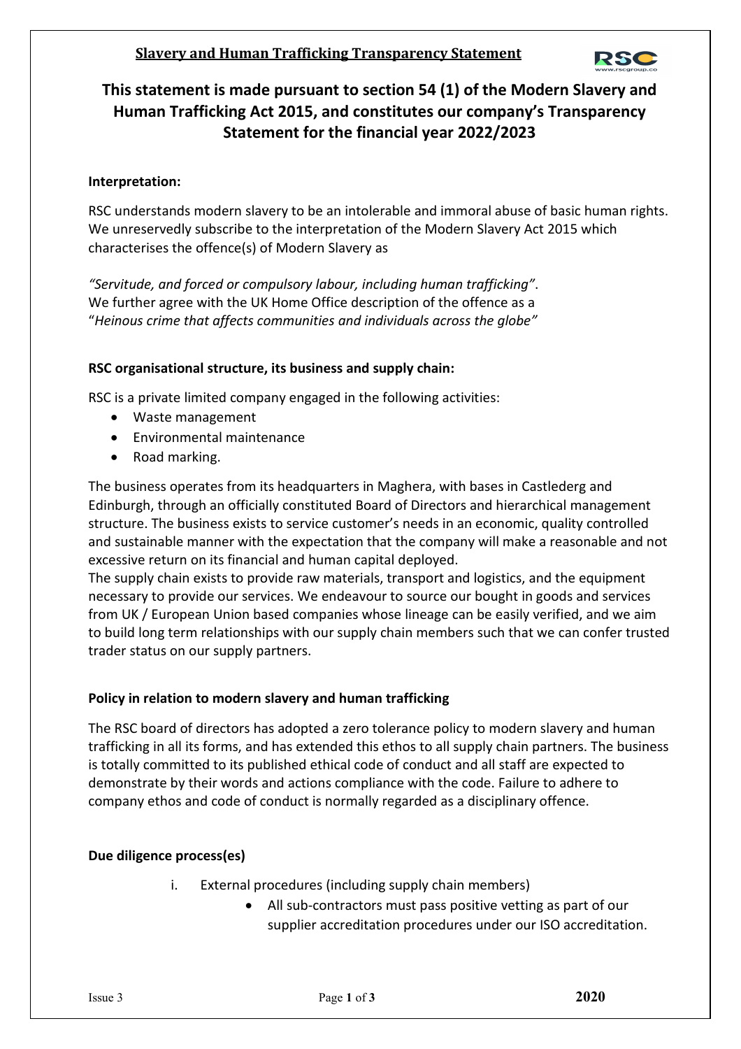**Slavery and Human Trafficking Transparency Statement**

# This statement is made pursuant to section 54 (1) of the Modern Slavery and Human Trafficking Act 2015, and constitutes our company's Transparency Statement for the financial year 2022/2023

**Interpretation:**

RSC understands modern slavery to be an intolerable and immoral abuse of basic human rights. We unreservedly subscribe to the interpretation of the Modern Slavery Act 2015 which characterises the offence(s) of Modern Slavery as

*"Servitude, and forced or compulsory labour, including human trafficking"*.
We further agree with the UK Home Office description of the offence as a "*Heinous crime that affects communities and individuals across the globe"*

**RSC organisational structure, its business and supply chain:**

RSC is a private limited company engaged in the following activities:

- Waste management
- Environmental maintenance
- Road marking.

The business operates from its headquarters in Maghera, with bases in Castlederg and Edinburgh, through an officially constituted Board of Directors and hierarchical management structure. The business exists to service customer's needs in an economic, quality controlled and sustainable manner with the expectation that the company will make a reasonable and not excessive return on its financial and human capital deployed.
The supply chain exists to provide raw materials, transport and logistics, and the equipment necessary to provide our services. We endeavour to source our bought in goods and services from UK / European Union based companies whose lineage can be easily verified, and we aim to build long term relationships with our supply chain members such that we can confer trusted trader status on our supply partners.

**Policy in relation to modern slavery and human trafficking**

The RSC board of directors has adopted a zero tolerance policy to modern slavery and human trafficking in all its forms, and has extended this ethos to all supply chain partners. The business is totally committed to its published ethical code of conduct and all staff are expected to demonstrate by their words and actions compliance with the code. Failure to adhere to company ethos and code of conduct is normally regarded as a disciplinary offence.

**Due diligence process(es)**

i. External procedures (including supply chain members)
   - All sub-contractors must pass positive vetting as part of our supplier accreditation procedures under our ISO accreditation.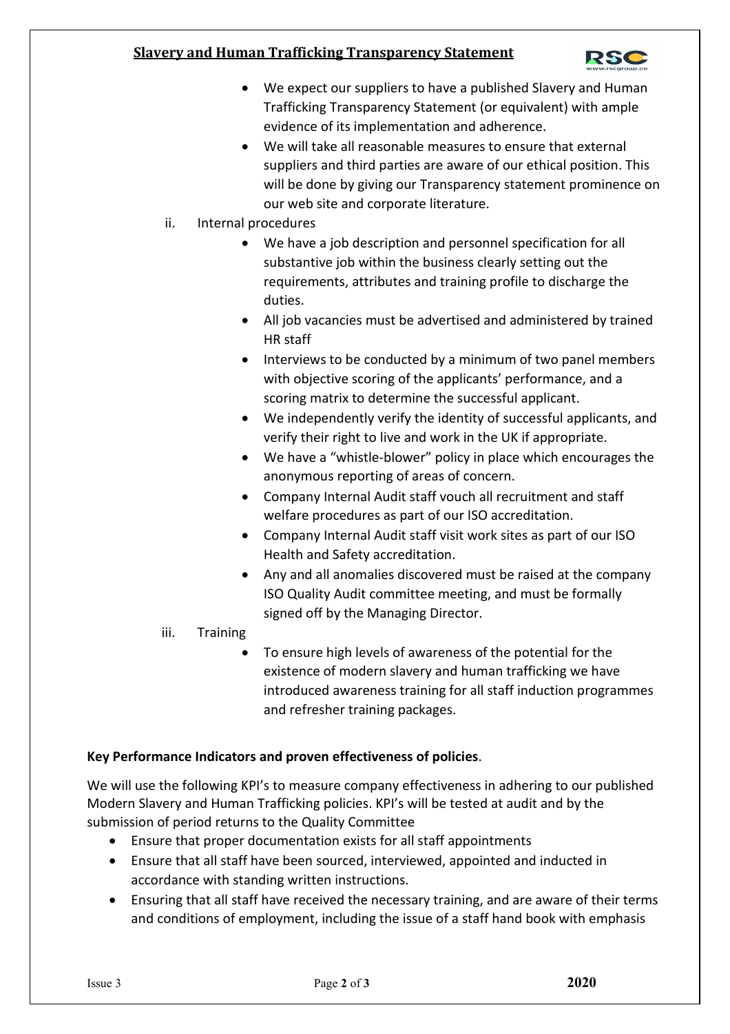- We expect our suppliers to have a published Slavery and Human Trafficking Transparency Statement (or equivalent) with ample evidence of its implementation and adherence.
- We will take all reasonable measures to ensure that external suppliers and third parties are aware of our ethical position. This will be done by giving our Transparency statement prominence on our web site and corporate literature.

ii. Internal procedures

- We have a job description and personnel specification for all substantive job within the business clearly setting out the requirements, attributes and training profile to discharge the duties.
- All job vacancies must be advertised and administered by trained HR staff
- Interviews to be conducted by a minimum of two panel members with objective scoring of the applicants' performance, and a scoring matrix to determine the successful applicant.
- We independently verify the identity of successful applicants, and verify their right to live and work in the UK if appropriate.
- We have a "whistle-blower" policy in place which encourages the anonymous reporting of areas of concern.
- Company Internal Audit staff vouch all recruitment and staff welfare procedures as part of our ISO accreditation.
- Company Internal Audit staff visit work sites as part of our ISO Health and Safety accreditation.
- Any and all anomalies discovered must be raised at the company ISO Quality Audit committee meeting, and must be formally signed off by the Managing Director.

iii. Training

- To ensure high levels of awareness of the potential for the existence of modern slavery and human trafficking we have introduced awareness training for all staff induction programmes and refresher training packages.

**Key Performance Indicators and proven effectiveness of policies**.

We will use the following KPI's to measure company effectiveness in adhering to our published Modern Slavery and Human Trafficking policies. KPI's will be tested at audit and by the submission of period returns to the Quality Committee

- Ensure that proper documentation exists for all staff appointments
- Ensure that all staff have been sourced, interviewed, appointed and inducted in accordance with standing written instructions.
- Ensuring that all staff have received the necessary training, and are aware of their terms and conditions of employment, including the issue of a staff hand book with emphasis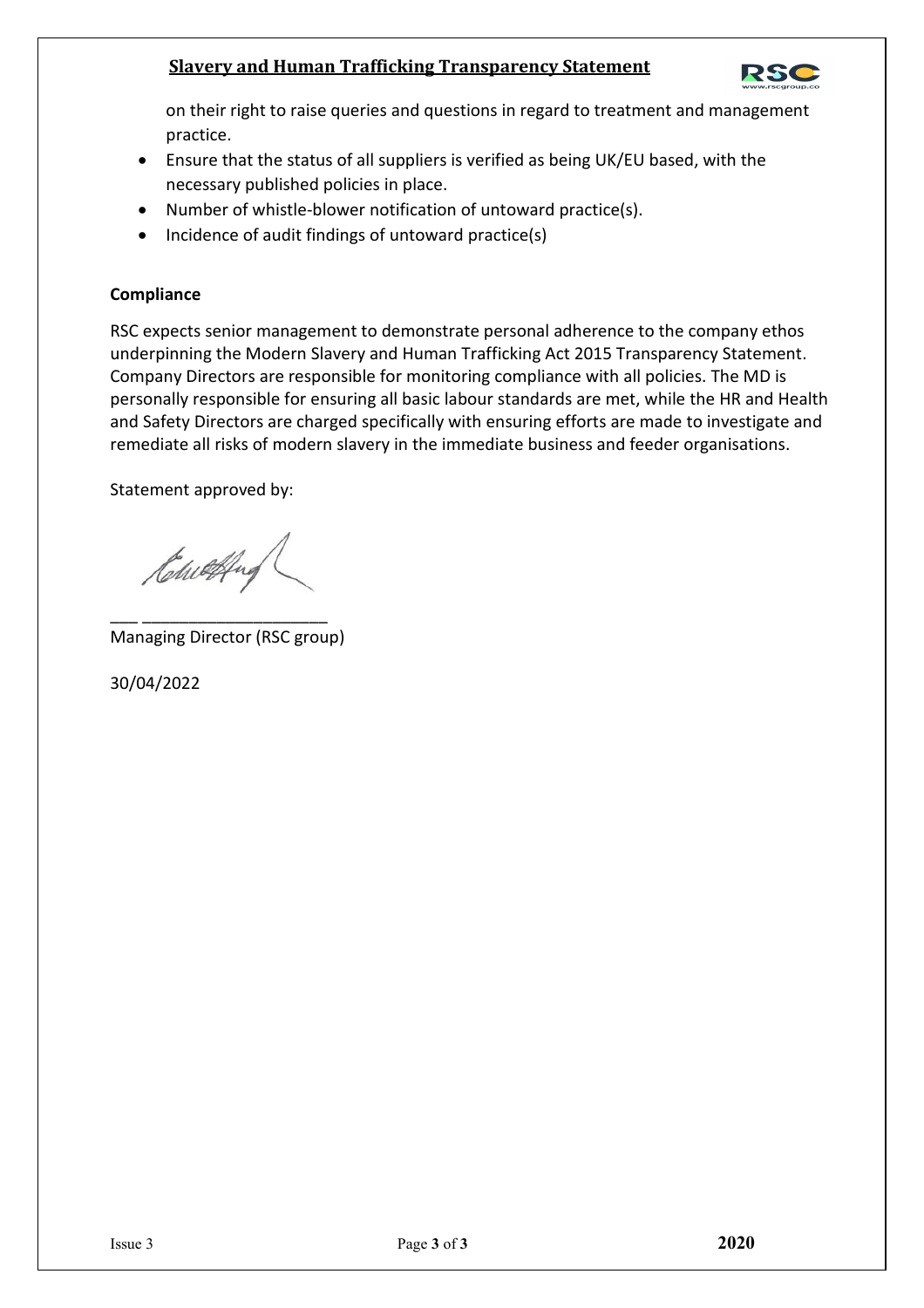on their right to raise queries and questions in regard to treatment and management practice.

- Ensure that the status of all suppliers is verified as being UK/EU based, with the necessary published policies in place.
- Number of whistle-blower notification of untoward practice(s).
- Incidence of audit findings of untoward practice(s)

**Compliance**

RSC expects senior management to demonstrate personal adherence to the company ethos underpinning the Modern Slavery and Human Trafficking Act 2015 Transparency Statement. Company Directors are responsible for monitoring compliance with all policies. The MD is personally responsible for ensuring all basic labour standards are met, while the HR and Health and Safety Directors are charged specifically with ensuring efforts are made to investigate and remediate all risks of modern slavery in the immediate business and feeder organisations.

Statement approved by:

___ ____________________

Managing Director (RSC group)

30/04/2022